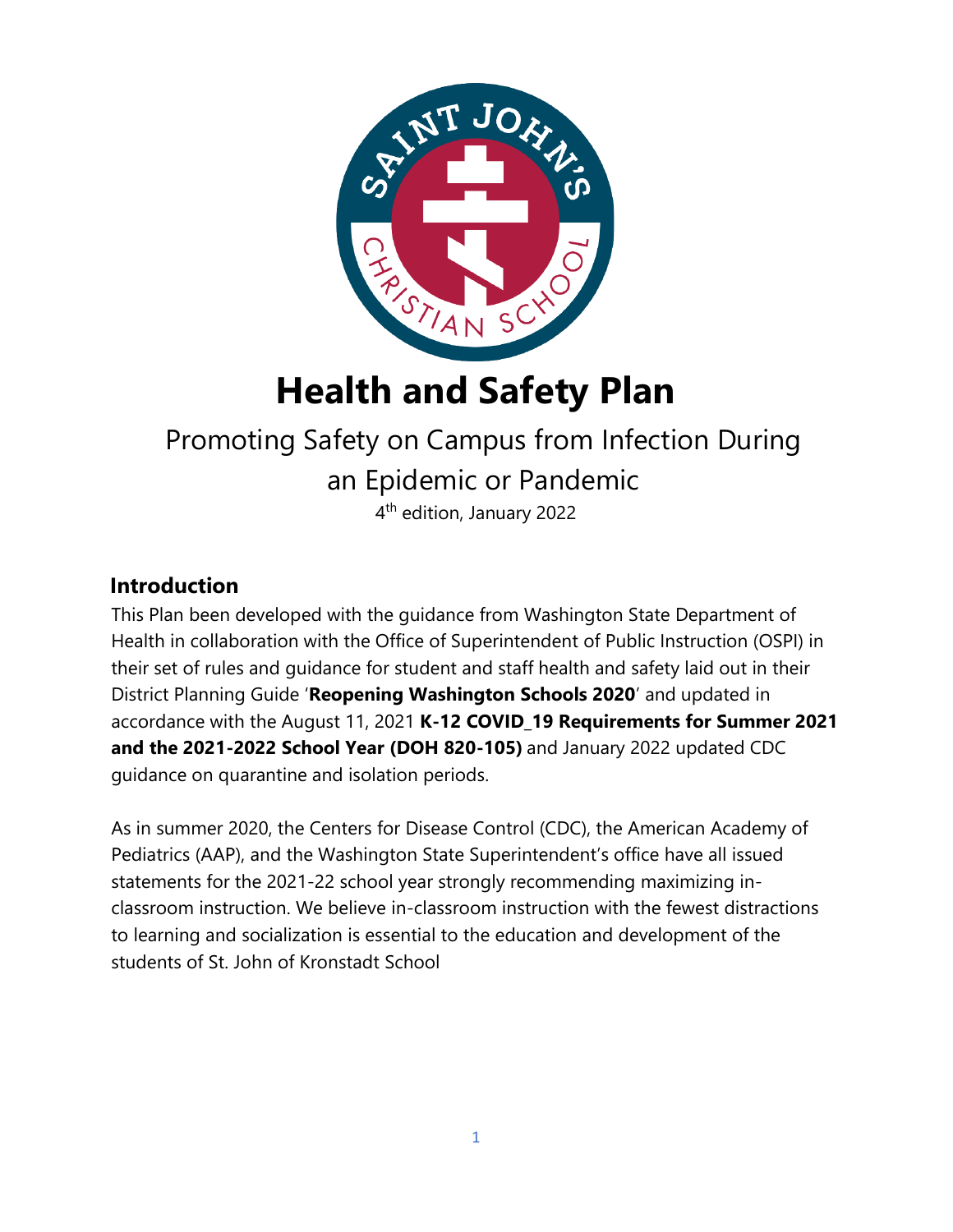# Health and Safety Plan

Promoting Safety on Campus from Infection During an Epidemic or Pandemic

4th edition, January 2022

## Introduction

This Plan been developed with the guidance from Washington State Department of Health in collaboration with the Office of Superintendent of Public Instruction (OSPI) in their set of rules and guidance for student and staff health and safety laid out in their District Planning Guide '**Reopening Washington Schools 2020**' and updated in accordance with the August 11, 2021 **K-12 COVID_19 Requirements for Summer 2021 and the 2021-2022 School Year (DOH 820-105)** and January 2022 updated CDC guidance on quarantine and isolation periods.

As in summer 2020, the Centers for Disease Control (CDC), the American Academy of Pediatrics (AAP), and the Washington State Superintendent's office have all issued statements for the 2021-22 school year strongly recommending maximizing in-classroom instruction. We believe in-classroom instruction with the fewest distractions to learning and socialization is essential to the education and development of the students of St. John of Kronstadt School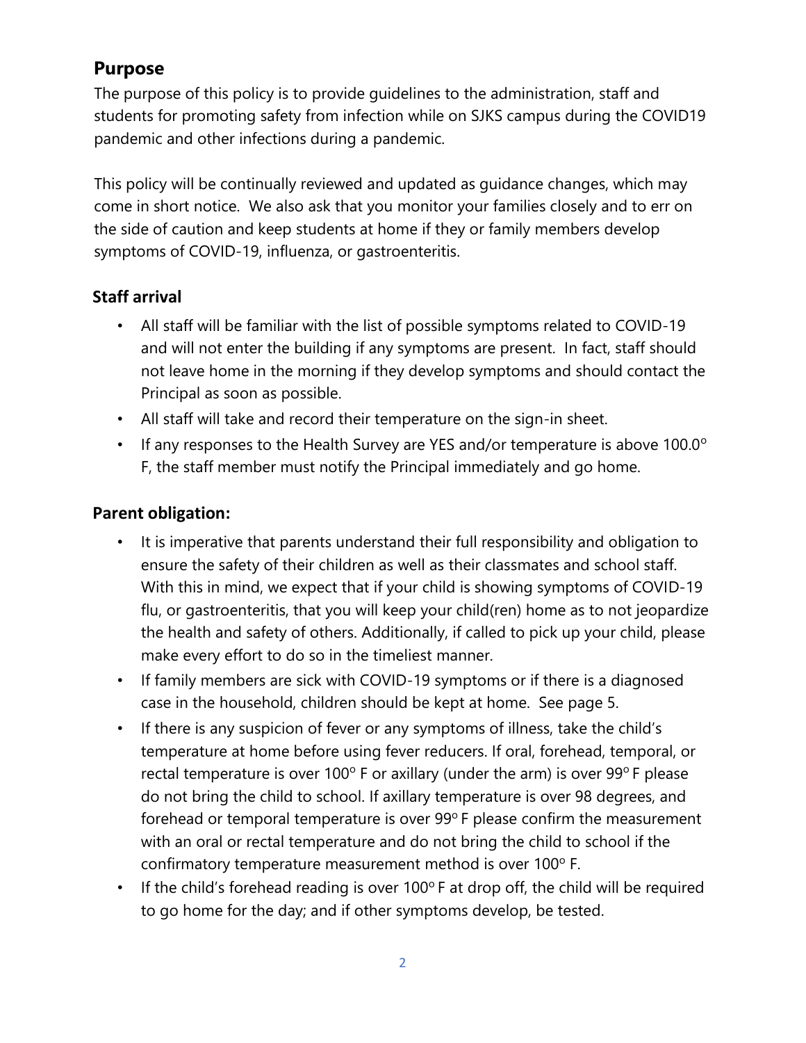## Purpose

The purpose of this policy is to provide guidelines to the administration, staff and students for promoting safety from infection while on SJKS campus during the COVID19 pandemic and other infections during a pandemic.

This policy will be continually reviewed and updated as guidance changes, which may come in short notice. We also ask that you monitor your families closely and to err on the side of caution and keep students at home if they or family members develop symptoms of COVID-19, influenza, or gastroenteritis.

### Staff arrival

- All staff will be familiar with the list of possible symptoms related to COVID-19 and will not enter the building if any symptoms are present. In fact, staff should not leave home in the morning if they develop symptoms and should contact the Principal as soon as possible.
- All staff will take and record their temperature on the sign-in sheet.
- If any responses to the Health Survey are YES and/or temperature is above 100.0° F, the staff member must notify the Principal immediately and go home.

### Parent obligation:

- It is imperative that parents understand their full responsibility and obligation to ensure the safety of their children as well as their classmates and school staff. With this in mind, we expect that if your child is showing symptoms of COVID-19 flu, or gastroenteritis, that you will keep your child(ren) home as to not jeopardize the health and safety of others. Additionally, if called to pick up your child, please make every effort to do so in the timeliest manner.
- If family members are sick with COVID-19 symptoms or if there is a diagnosed case in the household, children should be kept at home. See page 5.
- If there is any suspicion of fever or any symptoms of illness, take the child's temperature at home before using fever reducers. If oral, forehead, temporal, or rectal temperature is over 100° F or axillary (under the arm) is over 99° F please do not bring the child to school. If axillary temperature is over 98 degrees, and forehead or temporal temperature is over 99° F please confirm the measurement with an oral or rectal temperature and do not bring the child to school if the confirmatory temperature measurement method is over 100° F.
- If the child's forehead reading is over 100° F at drop off, the child will be required to go home for the day; and if other symptoms develop, be tested.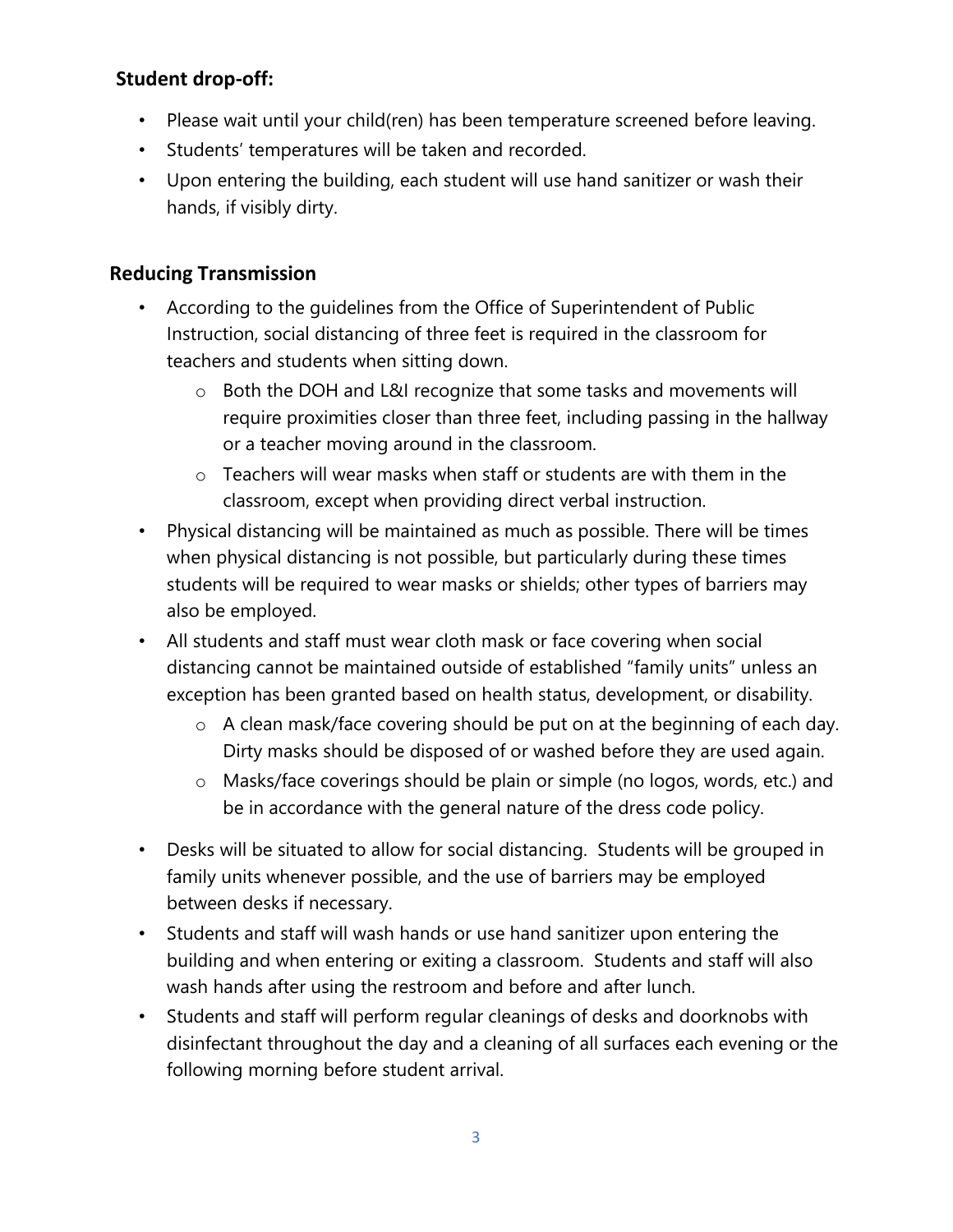**Student drop-off:**

- Please wait until your child(ren) has been temperature screened before leaving.
- Students' temperatures will be taken and recorded.
- Upon entering the building, each student will use hand sanitizer or wash their hands, if visibly dirty.

**Reducing Transmission**

- According to the guidelines from the Office of Superintendent of Public Instruction, social distancing of three feet is required in the classroom for teachers and students when sitting down.
  - Both the DOH and L&I recognize that some tasks and movements will require proximities closer than three feet, including passing in the hallway or a teacher moving around in the classroom.
  - Teachers will wear masks when staff or students are with them in the classroom, except when providing direct verbal instruction.
- Physical distancing will be maintained as much as possible. There will be times when physical distancing is not possible, but particularly during these times students will be required to wear masks or shields; other types of barriers may also be employed.
- All students and staff must wear cloth mask or face covering when social distancing cannot be maintained outside of established "family units" unless an exception has been granted based on health status, development, or disability.
  - A clean mask/face covering should be put on at the beginning of each day. Dirty masks should be disposed of or washed before they are used again.
  - Masks/face coverings should be plain or simple (no logos, words, etc.) and be in accordance with the general nature of the dress code policy.
- Desks will be situated to allow for social distancing. Students will be grouped in family units whenever possible, and the use of barriers may be employed between desks if necessary.
- Students and staff will wash hands or use hand sanitizer upon entering the building and when entering or exiting a classroom. Students and staff will also wash hands after using the restroom and before and after lunch.
- Students and staff will perform regular cleanings of desks and doorknobs with disinfectant throughout the day and a cleaning of all surfaces each evening or the following morning before student arrival.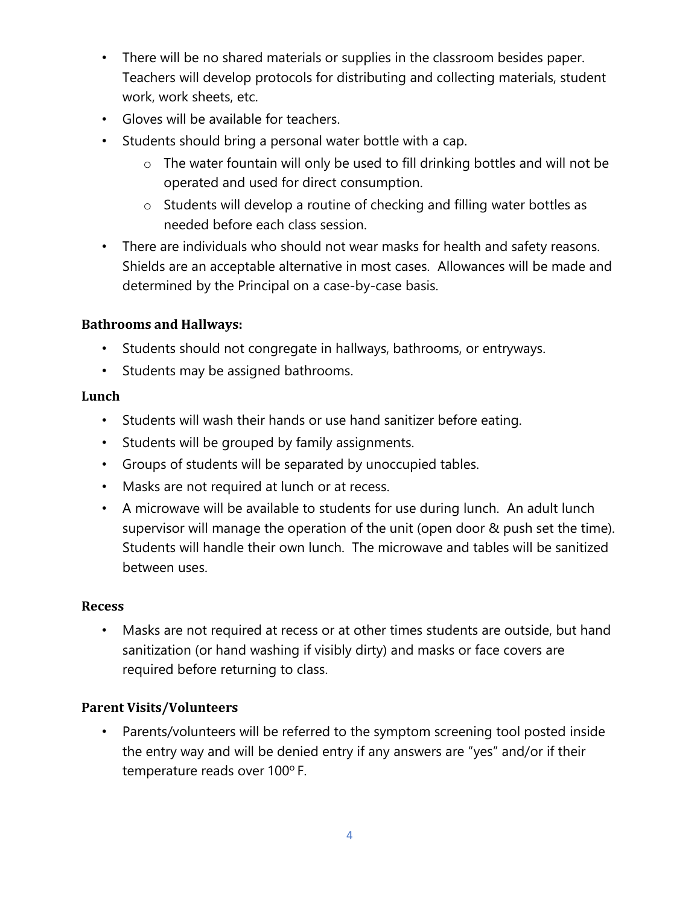- There will be no shared materials or supplies in the classroom besides paper. Teachers will develop protocols for distributing and collecting materials, student work, work sheets, etc.
- Gloves will be available for teachers.
- Students should bring a personal water bottle with a cap.
    - The water fountain will only be used to fill drinking bottles and will not be operated and used for direct consumption.
    - Students will develop a routine of checking and filling water bottles as needed before each class session.
- There are individuals who should not wear masks for health and safety reasons. Shields are an acceptable alternative in most cases. Allowances will be made and determined by the Principal on a case-by-case basis.

**Bathrooms and Hallways:**

- Students should not congregate in hallways, bathrooms, or entryways.
- Students may be assigned bathrooms.

**Lunch**

- Students will wash their hands or use hand sanitizer before eating.
- Students will be grouped by family assignments.
- Groups of students will be separated by unoccupied tables.
- Masks are not required at lunch or at recess.
- A microwave will be available to students for use during lunch. An adult lunch supervisor will manage the operation of the unit (open door & push set the time). Students will handle their own lunch. The microwave and tables will be sanitized between uses.

**Recess**

- Masks are not required at recess or at other times students are outside, but hand sanitization (or hand washing if visibly dirty) and masks or face covers are required before returning to class.

**Parent Visits/Volunteers**

- Parents/volunteers will be referred to the symptom screening tool posted inside the entry way and will be denied entry if any answers are "yes" and/or if their temperature reads over 100$^{o}$ F.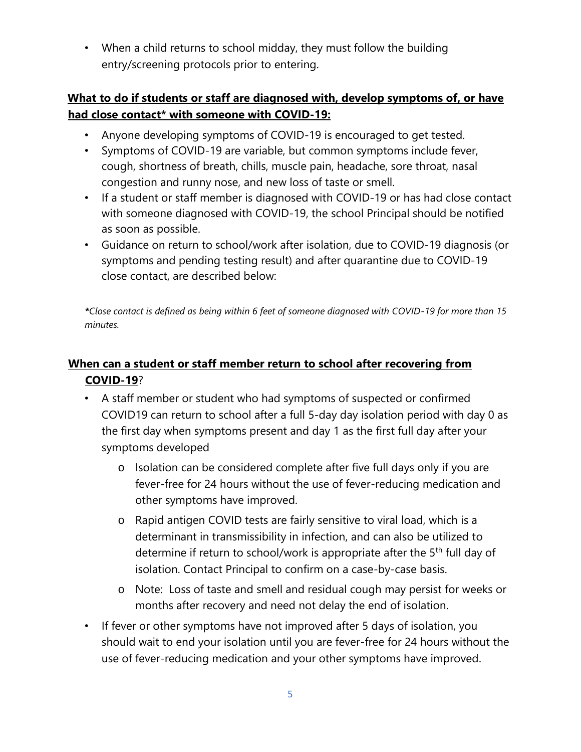- When a child returns to school midday, they must follow the building entry/screening protocols prior to entering.

## What to do if students or staff are diagnosed with, develop symptoms of, or have had close contact* with someone with COVID-19:

- Anyone developing symptoms of COVID-19 is encouraged to get tested.
- Symptoms of COVID-19 are variable, but common symptoms include fever, cough, shortness of breath, chills, muscle pain, headache, sore throat, nasal congestion and runny nose, and new loss of taste or smell.
- If a student or staff member is diagnosed with COVID-19 or has had close contact with someone diagnosed with COVID-19, the school Principal should be notified as soon as possible.
- Guidance on return to school/work after isolation, due to COVID-19 diagnosis (or symptoms and pending testing result) and after quarantine due to COVID-19 close contact, are described below:

*\*Close contact is defined as being within 6 feet of someone diagnosed with COVID-19 for more than 15 minutes.*

## When can a student or staff member return to school after recovering from COVID-19?

- A staff member or student who had symptoms of suspected or confirmed COVID19 can return to school after a full 5-day day isolation period with day 0 as the first day when symptoms present and day 1 as the first full day after your symptoms developed
  - Isolation can be considered complete after five full days only if you are fever-free for 24 hours without the use of fever-reducing medication and other symptoms have improved.
  - Rapid antigen COVID tests are fairly sensitive to viral load, which is a determinant in transmissibility in infection, and can also be utilized to determine if return to school/work is appropriate after the 5th full day of isolation. Contact Principal to confirm on a case-by-case basis.
  - Note: Loss of taste and smell and residual cough may persist for weeks or months after recovery and need not delay the end of isolation.
- If fever or other symptoms have not improved after 5 days of isolation, you should wait to end your isolation until you are fever-free for 24 hours without the use of fever-reducing medication and your other symptoms have improved.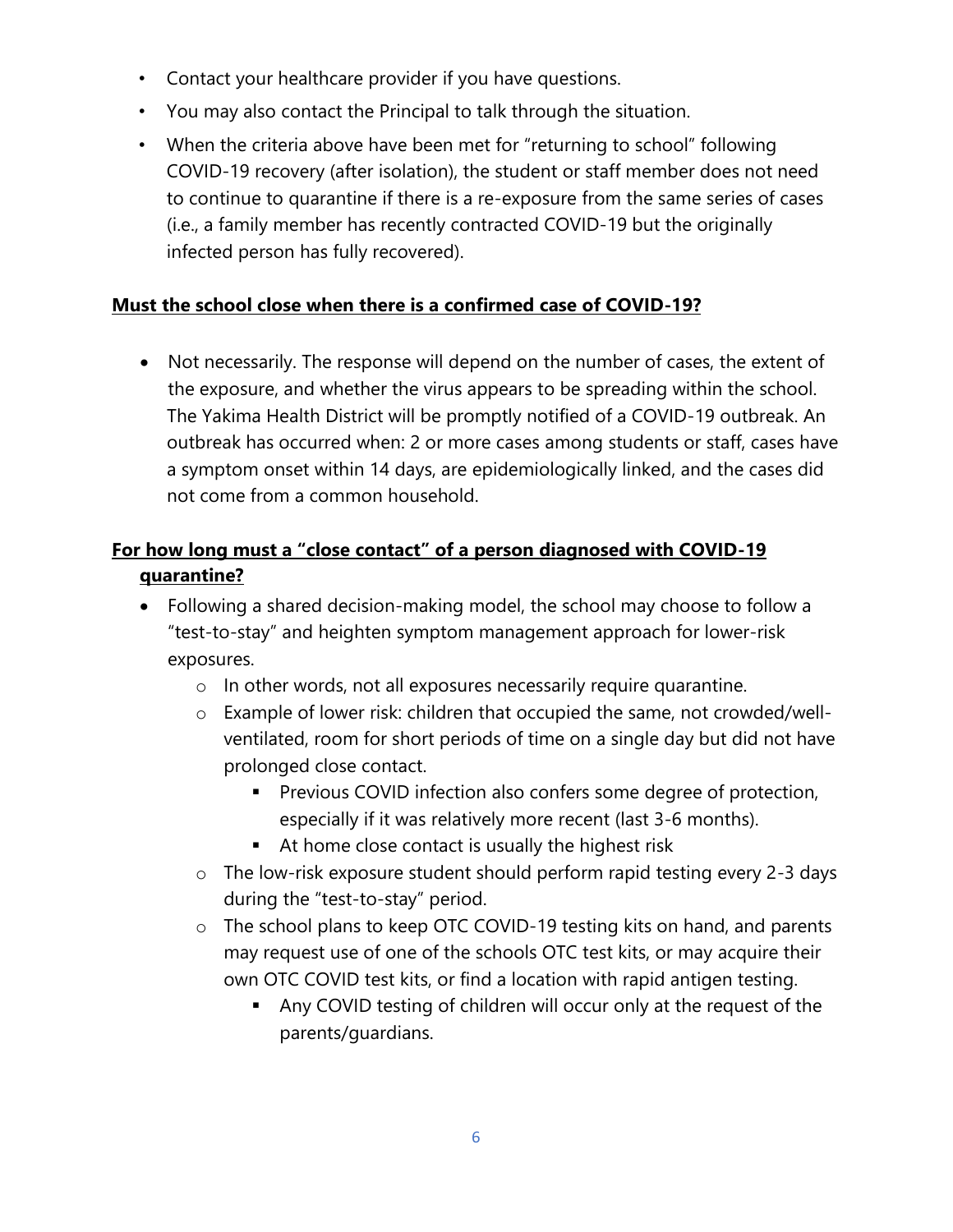- Contact your healthcare provider if you have questions.
- You may also contact the Principal to talk through the situation.
- When the criteria above have been met for "returning to school" following COVID-19 recovery (after isolation), the student or staff member does not need to continue to quarantine if there is a re-exposure from the same series of cases (i.e., a family member has recently contracted COVID-19 but the originally infected person has fully recovered).

**Must the school close when there is a confirmed case of COVID-19?**

- Not necessarily. The response will depend on the number of cases, the extent of the exposure, and whether the virus appears to be spreading within the school. The Yakima Health District will be promptly notified of a COVID-19 outbreak. An outbreak has occurred when: 2 or more cases among students or staff, cases have a symptom onset within 14 days, are epidemiologically linked, and the cases did not come from a common household.

**For how long must a "close contact" of a person diagnosed with COVID-19 quarantine?**

- Following a shared decision-making model, the school may choose to follow a "test-to-stay" and heighten symptom management approach for lower-risk exposures.
  - In other words, not all exposures necessarily require quarantine.
  - Example of lower risk: children that occupied the same, not crowded/well-ventilated, room for short periods of time on a single day but did not have prolonged close contact.
    - Previous COVID infection also confers some degree of protection, especially if it was relatively more recent (last 3-6 months).
    - At home close contact is usually the highest risk
  - The low-risk exposure student should perform rapid testing every 2-3 days during the "test-to-stay" period.
  - The school plans to keep OTC COVID-19 testing kits on hand, and parents may request use of one of the schools OTC test kits, or may acquire their own OTC COVID test kits, or find a location with rapid antigen testing.
    - Any COVID testing of children will occur only at the request of the parents/guardians.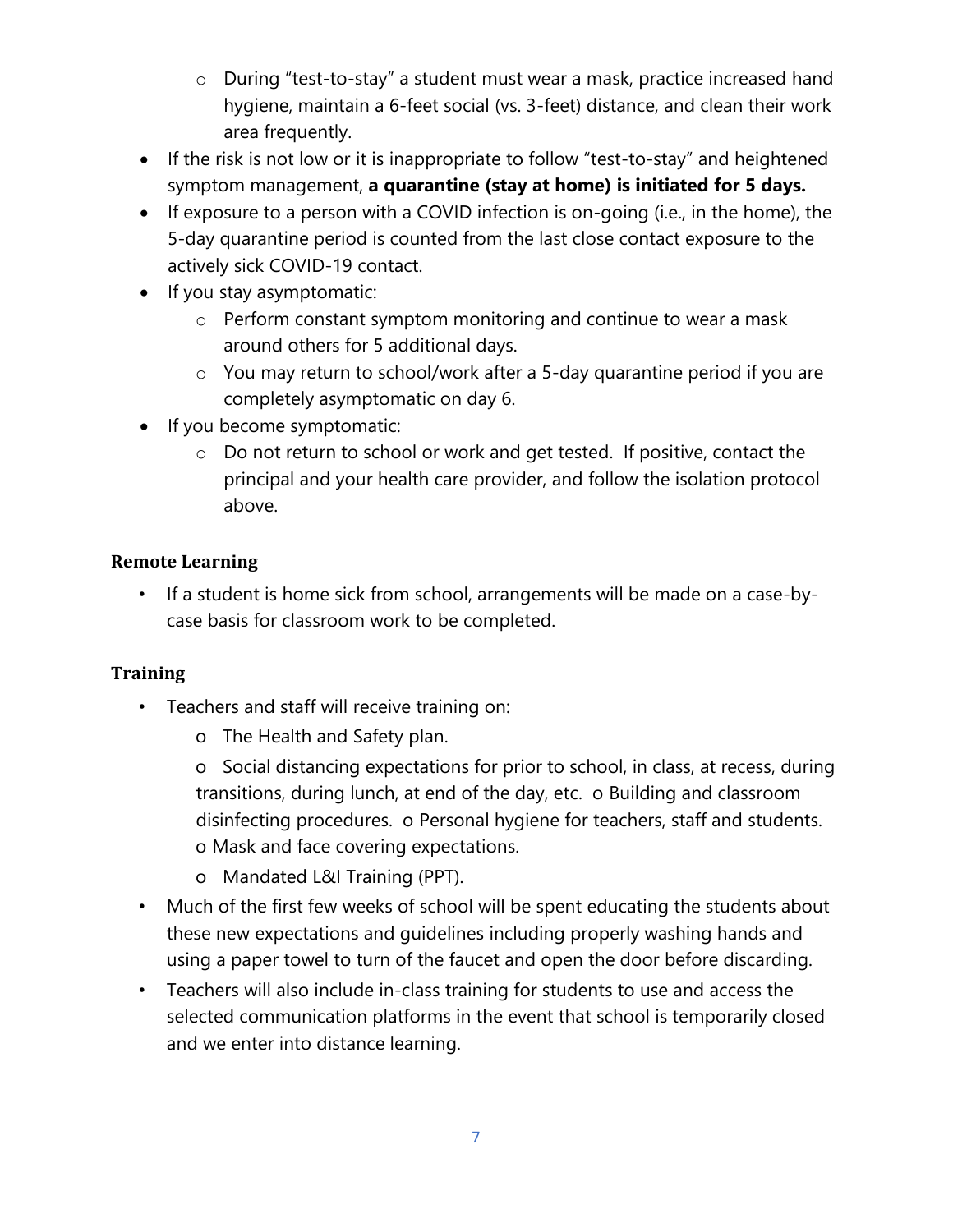- During "test-to-stay" a student must wear a mask, practice increased hand hygiene, maintain a 6-feet social (vs. 3-feet) distance, and clean their work area frequently.
- If the risk is not low or it is inappropriate to follow "test-to-stay" and heightened symptom management, **a quarantine (stay at home) is initiated for 5 days.**
- If exposure to a person with a COVID infection is on-going (i.e., in the home), the 5-day quarantine period is counted from the last close contact exposure to the actively sick COVID-19 contact.
- If you stay asymptomatic:
  - Perform constant symptom monitoring and continue to wear a mask around others for 5 additional days.
  - You may return to school/work after a 5-day quarantine period if you are completely asymptomatic on day 6.
- If you become symptomatic:
  - Do not return to school or work and get tested. If positive, contact the principal and your health care provider, and follow the isolation protocol above.

**Remote Learning**

- If a student is home sick from school, arrangements will be made on a case-by-case basis for classroom work to be completed.

**Training**

- Teachers and staff will receive training on:
  - The Health and Safety plan.
  - Social distancing expectations for prior to school, in class, at recess, during transitions, during lunch, at end of the day, etc.
  - Building and classroom disinfecting procedures.
  - Personal hygiene for teachers, staff and students.
  - Mask and face covering expectations.
  - Mandated L&I Training (PPT).
- Much of the first few weeks of school will be spent educating the students about these new expectations and guidelines including properly washing hands and using a paper towel to turn of the faucet and open the door before discarding.
- Teachers will also include in-class training for students to use and access the selected communication platforms in the event that school is temporarily closed and we enter into distance learning.